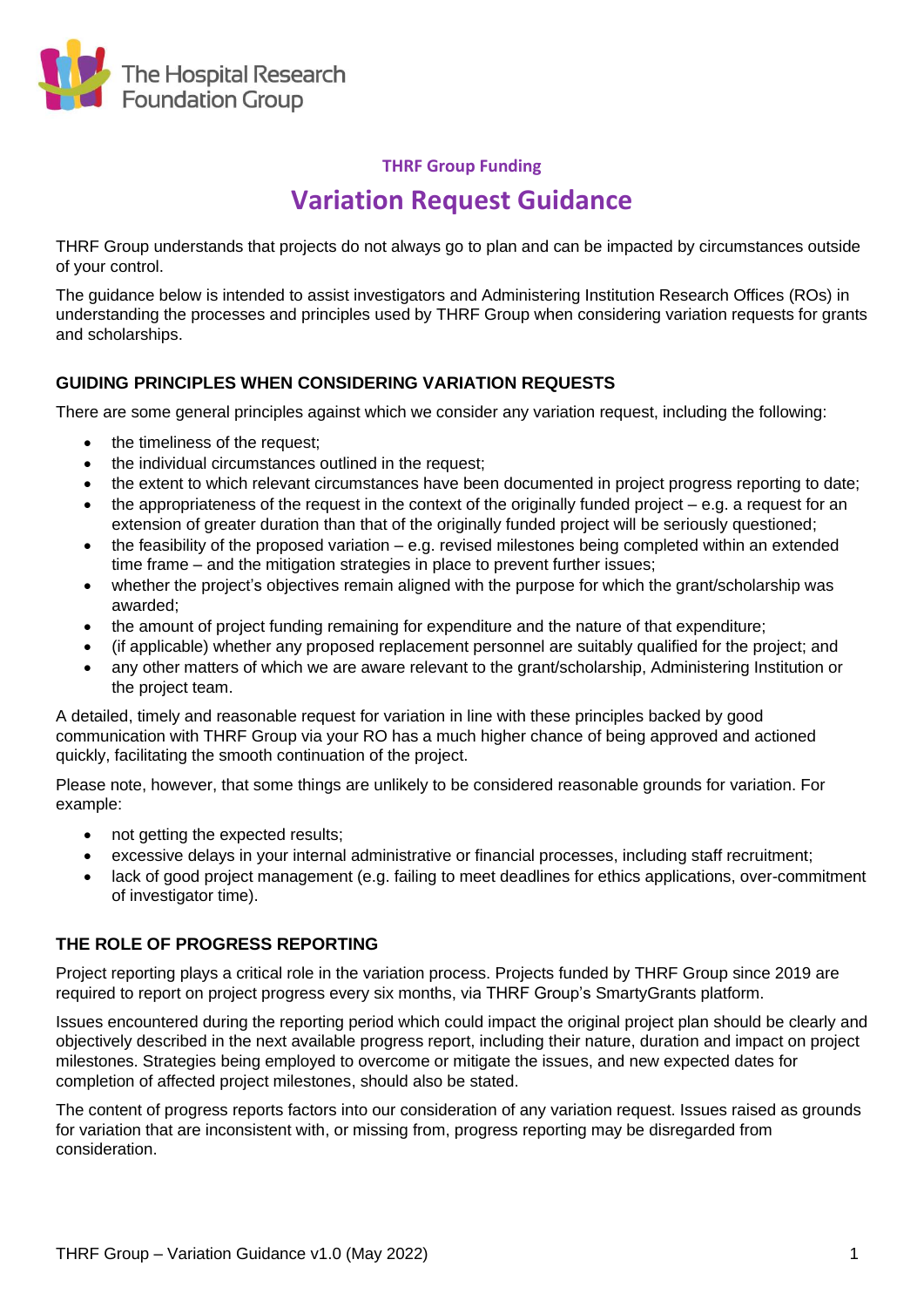### THRF Group Funding

# Variation Request Guidance

THRF Group understands that projects do not always go to plan and can be impacted by circumstances outside of your control.

The guidance below is intended to assist investigators and Administering Institution Research Offices (ROs) in understanding the processes and principles used by THRF Group when considering variation requests for grants and scholarships.

## GUIDING PRINCIPLES WHEN CONSIDERING VARIATION REQUESTS

There are some general principles against which we consider any variation request, including the following:

- the timeliness of the request;
- the individual circumstances outlined in the request;
- the extent to which relevant circumstances have been documented in project progress reporting to date;
- the appropriateness of the request in the context of the originally funded project – e.g. a request for an extension of greater duration than that of the originally funded project will be seriously questioned;
- the feasibility of the proposed variation – e.g. revised milestones being completed within an extended time frame – and the mitigation strategies in place to prevent further issues;
- whether the project's objectives remain aligned with the purpose for which the grant/scholarship was awarded;
- the amount of project funding remaining for expenditure and the nature of that expenditure;
- (if applicable) whether any proposed replacement personnel are suitably qualified for the project; and
- any other matters of which we are aware relevant to the grant/scholarship, Administering Institution or the project team.

A detailed, timely and reasonable request for variation in line with these principles backed by good communication with THRF Group via your RO has a much higher chance of being approved and actioned quickly, facilitating the smooth continuation of the project.

Please note, however, that some things are unlikely to be considered reasonable grounds for variation. For example:

- not getting the expected results;
- excessive delays in your internal administrative or financial processes, including staff recruitment;
- lack of good project management (e.g. failing to meet deadlines for ethics applications, over-commitment of investigator time).

## THE ROLE OF PROGRESS REPORTING

Project reporting plays a critical role in the variation process. Projects funded by THRF Group since 2019 are required to report on project progress every six months, via THRF Group's SmartyGrants platform.

Issues encountered during the reporting period which could impact the original project plan should be clearly and objectively described in the next available progress report, including their nature, duration and impact on project milestones. Strategies being employed to overcome or mitigate the issues, and new expected dates for completion of affected project milestones, should also be stated.

The content of progress reports factors into our consideration of any variation request. Issues raised as grounds for variation that are inconsistent with, or missing from, progress reporting may be disregarded from consideration.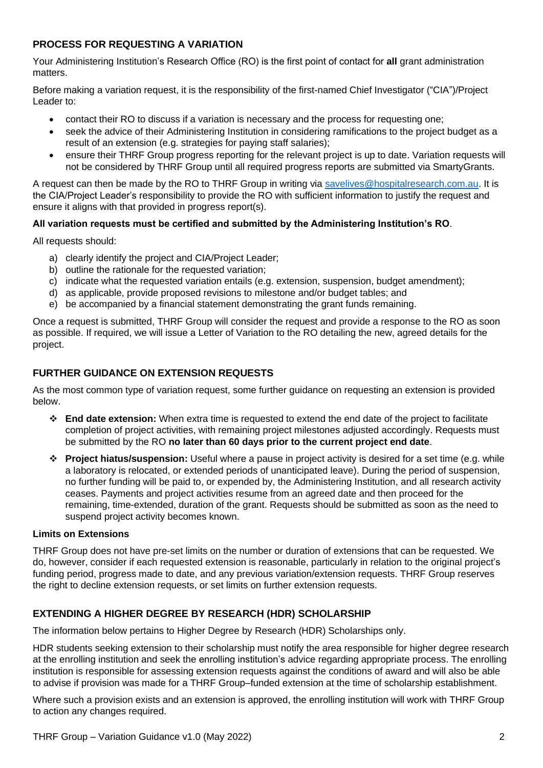## PROCESS FOR REQUESTING A VARIATION

Your Administering Institution's Research Office (RO) is the first point of contact for **all** grant administration matters.

Before making a variation request, it is the responsibility of the first-named Chief Investigator ("CIA")/Project Leader to:

- contact their RO to discuss if a variation is necessary and the process for requesting one;
- seek the advice of their Administering Institution in considering ramifications to the project budget as a result of an extension (e.g. strategies for paying staff salaries);
- ensure their THRF Group progress reporting for the relevant project is up to date. Variation requests will not be considered by THRF Group until all required progress reports are submitted via SmartyGrants.

A request can then be made by the RO to THRF Group in writing via [savelives@hospitalresearch.com.au](mailto:savelives@hospitalresearch.com.au). It is the CIA/Project Leader's responsibility to provide the RO with sufficient information to justify the request and ensure it aligns with that provided in progress report(s).

**All variation requests must be certified and submitted by the Administering Institution's RO**.

All requests should:

a) clearly identify the project and CIA/Project Leader;
b) outline the rationale for the requested variation;
c) indicate what the requested variation entails (e.g. extension, suspension, budget amendment);
d) as applicable, provide proposed revisions to milestone and/or budget tables; and
e) be accompanied by a financial statement demonstrating the grant funds remaining.

Once a request is submitted, THRF Group will consider the request and provide a response to the RO as soon as possible. If required, we will issue a Letter of Variation to the RO detailing the new, agreed details for the project.

## FURTHER GUIDANCE ON EXTENSION REQUESTS

As the most common type of variation request, some further guidance on requesting an extension is provided below.

- **End date extension:** When extra time is requested to extend the end date of the project to facilitate completion of project activities, with remaining project milestones adjusted accordingly. Requests must be submitted by the RO **no later than 60 days prior to the current project end date**.
- **Project hiatus/suspension:** Useful where a pause in project activity is desired for a set time (e.g. while a laboratory is relocated, or extended periods of unanticipated leave). During the period of suspension, no further funding will be paid to, or expended by, the Administering Institution, and all research activity ceases. Payments and project activities resume from an agreed date and then proceed for the remaining, time-extended, duration of the grant. Requests should be submitted as soon as the need to suspend project activity becomes known.

### Limits on Extensions

THRF Group does not have pre-set limits on the number or duration of extensions that can be requested. We do, however, consider if each requested extension is reasonable, particularly in relation to the original project's funding period, progress made to date, and any previous variation/extension requests. THRF Group reserves the right to decline extension requests, or set limits on further extension requests.

## EXTENDING A HIGHER DEGREE BY RESEARCH (HDR) SCHOLARSHIP

The information below pertains to Higher Degree by Research (HDR) Scholarships only.

HDR students seeking extension to their scholarship must notify the area responsible for higher degree research at the enrolling institution and seek the enrolling institution's advice regarding appropriate process. The enrolling institution is responsible for assessing extension requests against the conditions of award and will also be able to advise if provision was made for a THRF Group–funded extension at the time of scholarship establishment.

Where such a provision exists and an extension is approved, the enrolling institution will work with THRF Group to action any changes required.